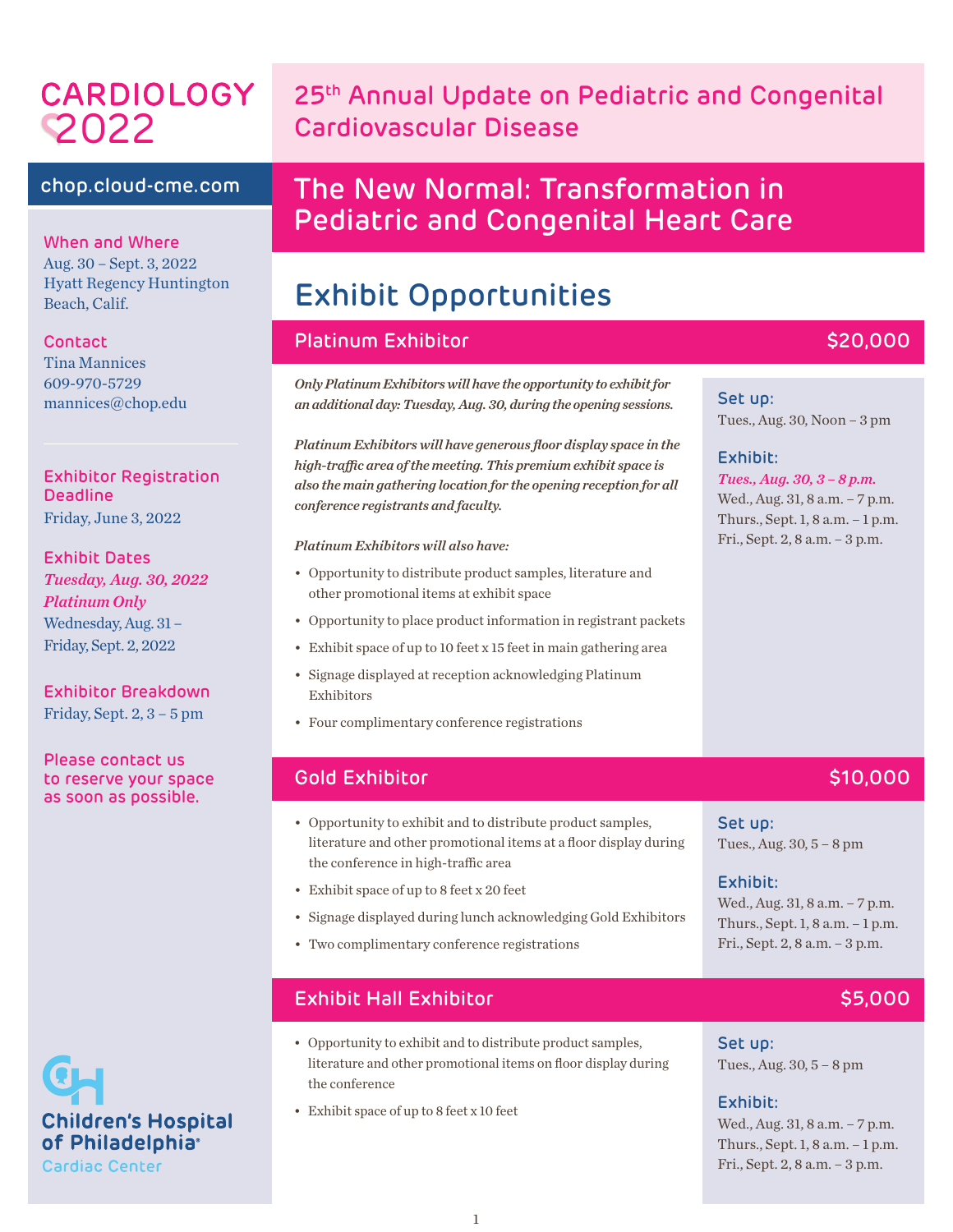# CARDIOLOGY 2022

## 25th Annual Update on Pediatric and Congenital Cardiovascular Disease

## The New Normal: Transformation in Pediatric and Congenital Heart Care

**chop.cloud-cme.com**

**When and Where**
Aug. 30 – Sept. 3, 2022
Hyatt Regency Huntington Beach, Calif.

**Contact**
Tina Mannices
609-970-5729
mannices@chop.edu

**Exhibitor Registration Deadline**
Friday, June 3, 2022

**Exhibit Dates**
*Tuesday, Aug. 30, 2022*
*Platinum Only*
Wednesday, Aug. 31 – Friday, Sept. 2, 2022

**Exhibitor Breakdown**
Friday, Sept. 2, 3 – 5 pm

**Please contact us to reserve your space as soon as possible.**

Children's Hospital of Philadelphia
Cardiac Center

# Exhibit Opportunities

## Platinum Exhibitor — $20,000

*Only Platinum Exhibitors will have the opportunity to exhibit for an additional day: Tuesday, Aug. 30, during the opening sessions.*

*Platinum Exhibitors will have generous floor display space in the high-traffic area of the meeting. This premium exhibit space is also the main gathering location for the opening reception for all conference registrants and faculty.*

*Platinum Exhibitors will also have:*

- Opportunity to distribute product samples, literature and other promotional items at exhibit space
- Opportunity to place product information in registrant packets
- Exhibit space of up to 10 feet x 15 feet in main gathering area
- Signage displayed at reception acknowledging Platinum Exhibitors
- Four complimentary conference registrations

**Set up:**
Tues., Aug. 30, Noon – 3 pm

**Exhibit:**
*Tues., Aug. 30, 3 – 8 p.m.*
Wed., Aug. 31, 8 a.m. – 7 p.m.
Thurs., Sept. 1, 8 a.m. – 1 p.m.
Fri., Sept. 2, 8 a.m. – 3 p.m.

## Gold Exhibitor — $10,000

- Opportunity to exhibit and to distribute product samples, literature and other promotional items at a floor display during the conference in high-traffic area
- Exhibit space of up to 8 feet x 20 feet
- Signage displayed during lunch acknowledging Gold Exhibitors
- Two complimentary conference registrations

**Set up:**
Tues., Aug. 30, 5 – 8 pm

**Exhibit:**
Wed., Aug. 31, 8 a.m. – 7 p.m.
Thurs., Sept. 1, 8 a.m. – 1 p.m.
Fri., Sept. 2, 8 a.m. – 3 p.m.

## Exhibit Hall Exhibitor — $5,000

- Opportunity to exhibit and to distribute product samples, literature and other promotional items on floor display during the conference
- Exhibit space of up to 8 feet x 10 feet

**Set up:**
Tues., Aug. 30, 5 – 8 pm

**Exhibit:**
Wed., Aug. 31, 8 a.m. – 7 p.m.
Thurs., Sept. 1, 8 a.m. – 1 p.m.
Fri., Sept. 2, 8 a.m. – 3 p.m.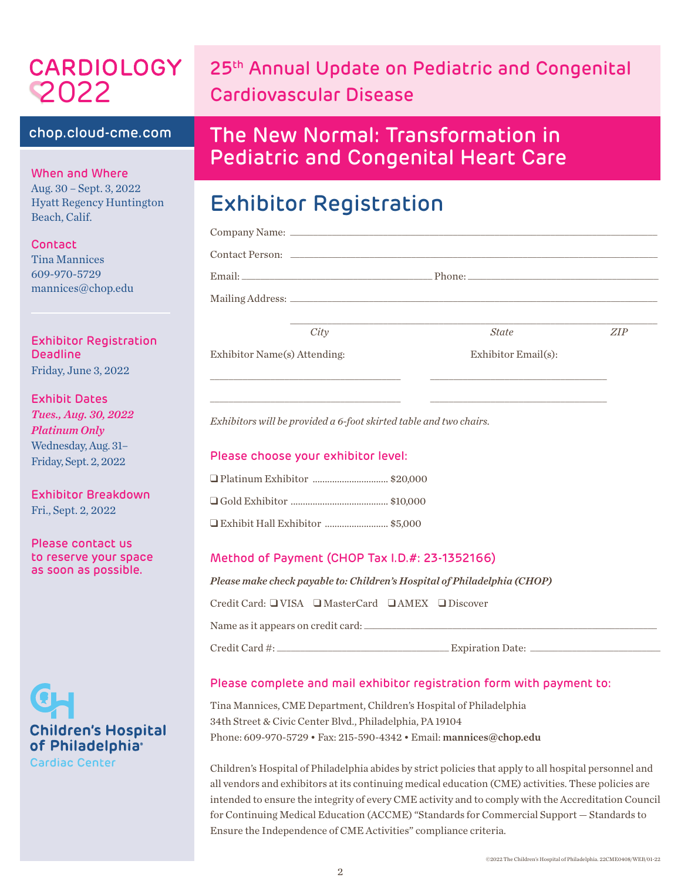# CARDIOLOGY 2022

## 25th Annual Update on Pediatric and Congenital Cardiovascular Disease

## The New Normal: Transformation in Pediatric and Congenital Heart Care

chop.cloud-cme.com

**When and Where**
Aug. 30 – Sept. 3, 2022
Hyatt Regency Huntington Beach, Calif.

**Contact**
Tina Mannices
609-970-5729
mannices@chop.edu

**Exhibitor Registration Deadline**
Friday, June 3, 2022

**Exhibit Dates**
*Tues., Aug. 30, 2022*
*Platinum Only*
Wednesday, Aug. 31–Friday, Sept. 2, 2022

**Exhibitor Breakdown**
Fri., Sept. 2, 2022

**Please contact us to reserve your space as soon as possible.**

Children's Hospital of Philadelphia
Cardiac Center

# Exhibitor Registration

Company Name: ______________________________

Contact Person: ______________________________

Email: ______________________ Phone: ______________________

Mailing Address: ______________________________

______________________________
*City* *State* *ZIP*

Exhibitor Name(s) Attending: Exhibitor Email(s):

______________________ ______________________

______________________ ______________________

*Exhibitors will be provided a 6-foot skirted table and two chairs.*

### Please choose your exhibitor level:

❑ Platinum Exhibitor .................................. $20,000

❑ Gold Exhibitor .................................. $10,000

❑ Exhibit Hall Exhibitor .................................. $5,000

### Method of Payment (CHOP Tax I.D.#: 23-1352166)

***Please make check payable to: Children's Hospital of Philadelphia (CHOP)***

Credit Card: ❑ VISA ❑ MasterCard ❑ AMEX ❑ Discover

Name as it appears on credit card: ______________________________

Credit Card #: ______________________ Expiration Date: ______________________

### Please complete and mail exhibitor registration form with payment to:

Tina Mannices, CME Department, Children's Hospital of Philadelphia
34th Street & Civic Center Blvd., Philadelphia, PA 19104
Phone: 609-970-5729 • Fax: 215-590-4342 • Email: **mannices@chop.edu**

Children's Hospital of Philadelphia abides by strict policies that apply to all hospital personnel and all vendors and exhibitors at its continuing medical education (CME) activities. These policies are intended to ensure the integrity of every CME activity and to comply with the Accreditation Council for Continuing Medical Education (ACCME) "Standards for Commercial Support — Standards to Ensure the Independence of CME Activities" compliance criteria.

©2022 The Children's Hospital of Philadelphia. 22CME0408/WEB/01-22